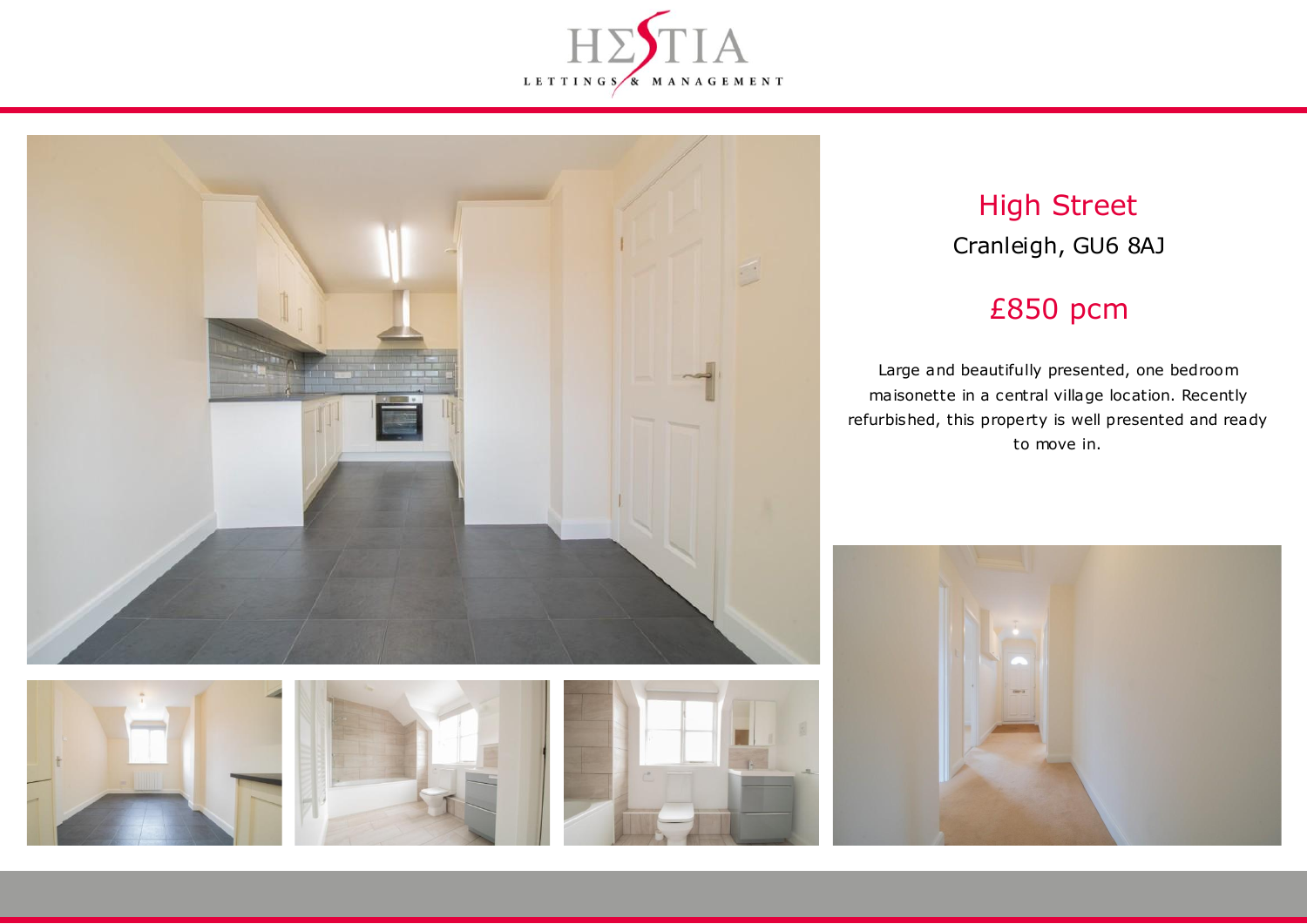# High Street

Cranleigh, GU6 8AJ

## £850 pcm

Large and beautifully presented, one bedroom maisonette in a central village location. Recently refurbished, this property is well presented and ready to move in.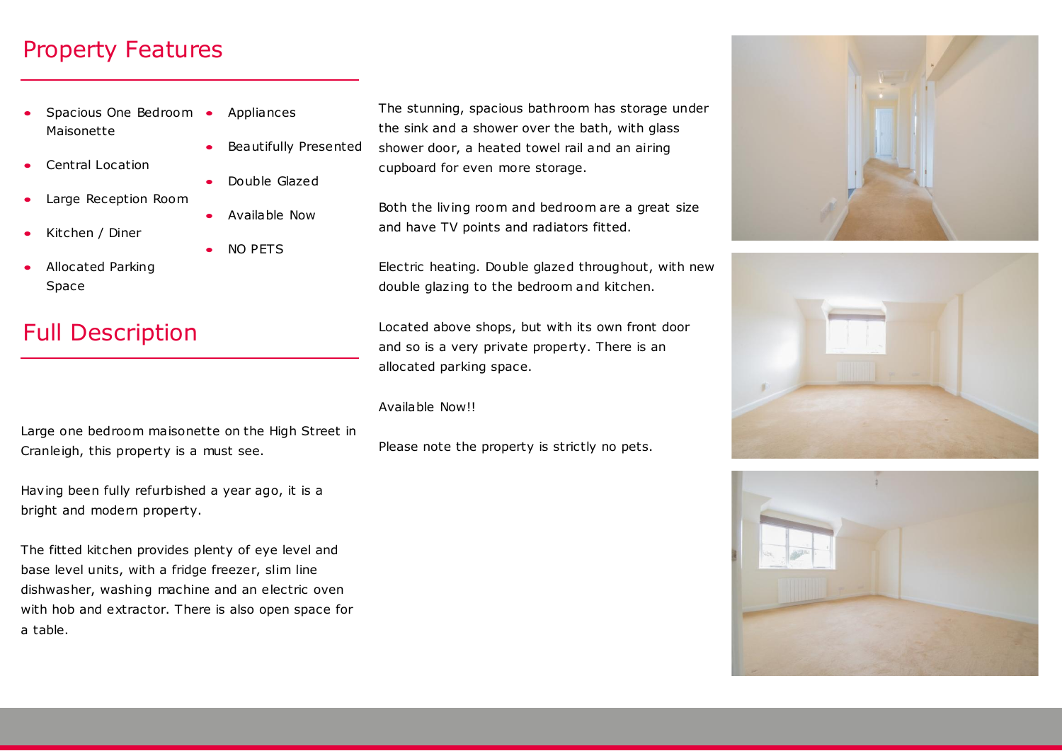## Property Features

- Spacious One Bedroom Maisonette
- Central Location
- Large Reception Room
- Kitchen / Diner
- Allocated Parking Space
- Appliances
- Beautifully Presented
- Double Glazed
- Available Now
- NO PETS

## Full Description

Large one bedroom maisonette on the High Street in Cranleigh, this property is a must see.

Having been fully refurbished a year ago, it is a bright and modern property.

The fitted kitchen provides plenty of eye level and base level units, with a fridge freezer, slim line dishwasher, washing machine and an electric oven with hob and extractor. There is also open space for a table.

The stunning, spacious bathroom has storage under the sink and a shower over the bath, with glass shower door, a heated towel rail and an airing cupboard for even more storage.

Both the living room and bedroom are a great size and have TV points and radiators fitted.

Electric heating. Double glazed throughout, with new double glazing to the bedroom and kitchen.

Located above shops, but with its own front door and so is a very private property. There is an allocated parking space.

Available Now!!

Please note the property is strictly no pets.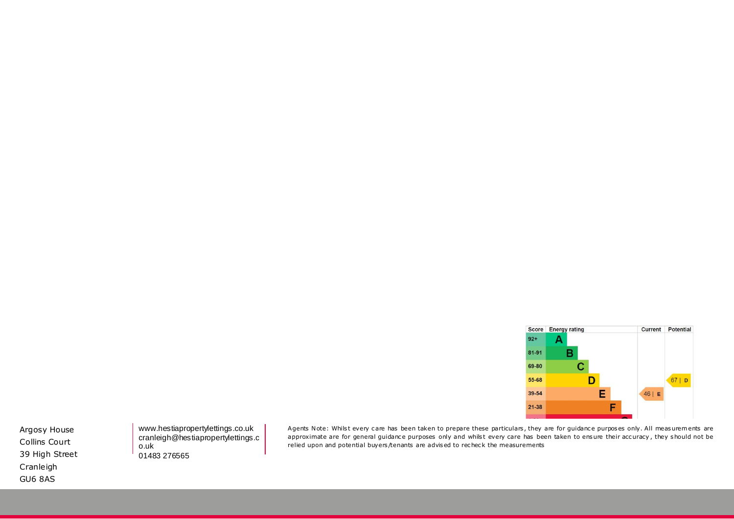Score | Energy rating | Current | Potential

92+ A

81-91 B

69-80 C

55-68 D

39-54 E

21-38 F

46 | E

67 | D

Argosy House
Collins Court
39 High Street
Cranleigh
GU6 8AS

www.hestiapropertylettings.co.uk
cranleigh@hestiapropertylettings.co.uk
01483 276565

Agents Note: Whilst every care has been taken to prepare these particulars, they are for guidance purposes only. All measurements are approximate are for general guidance purposes only and whilst every care has been taken to ensure their accuracy, they should not be relied upon and potential buyers/tenants are advised to recheck the measurements